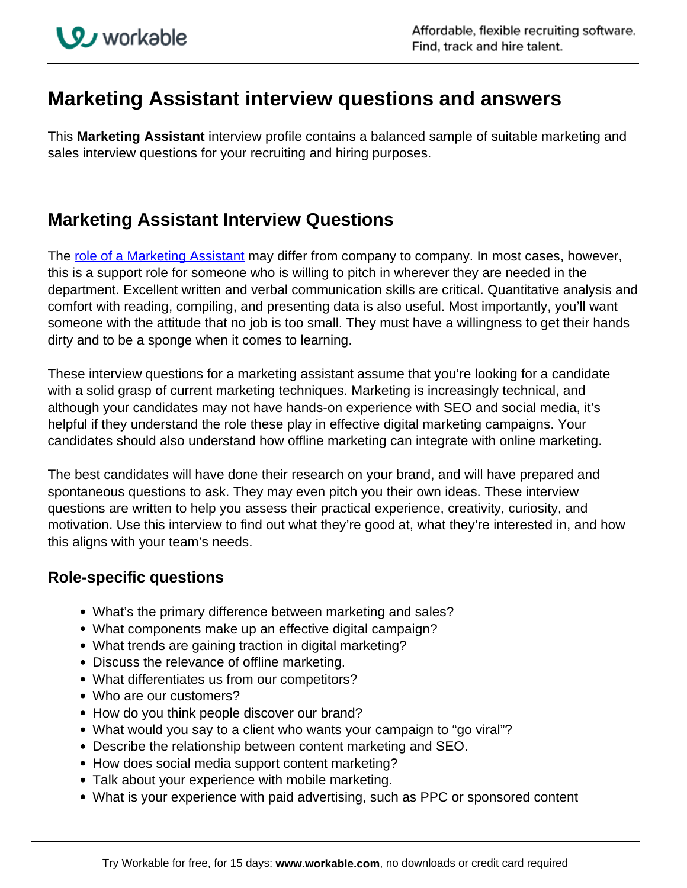# Marketing Assistant interview questions and answers

This **Marketing Assistant** interview profile contains a balanced sample of suitable marketing and sales interview questions for your recruiting and hiring purposes.

## Marketing Assistant Interview Questions

The [role of a Marketing Assistant](#) may differ from company to company. In most cases, however, this is a support role for someone who is willing to pitch in wherever they are needed in the department. Excellent written and verbal communication skills are critical. Quantitative analysis and comfort with reading, compiling, and presenting data is also useful. Most importantly, you'll want someone with the attitude that no job is too small. They must have a willingness to get their hands dirty and to be a sponge when it comes to learning.

These interview questions for a marketing assistant assume that you're looking for a candidate with a solid grasp of current marketing techniques. Marketing is increasingly technical, and although your candidates may not have hands-on experience with SEO and social media, it's helpful if they understand the role these play in effective digital marketing campaigns. Your candidates should also understand how offline marketing can integrate with online marketing.

The best candidates will have done their research on your brand, and will have prepared and spontaneous questions to ask. They may even pitch you their own ideas. These interview questions are written to help you assess their practical experience, creativity, curiosity, and motivation. Use this interview to find out what they're good at, what they're interested in, and how this aligns with your team's needs.

### Role-specific questions

- What's the primary difference between marketing and sales?
- What components make up an effective digital campaign?
- What trends are gaining traction in digital marketing?
- Discuss the relevance of offline marketing.
- What differentiates us from our competitors?
- Who are our customers?
- How do you think people discover our brand?
- What would you say to a client who wants your campaign to "go viral"?
- Describe the relationship between content marketing and SEO.
- How does social media support content marketing?
- Talk about your experience with mobile marketing.
- What is your experience with paid advertising, such as PPC or sponsored content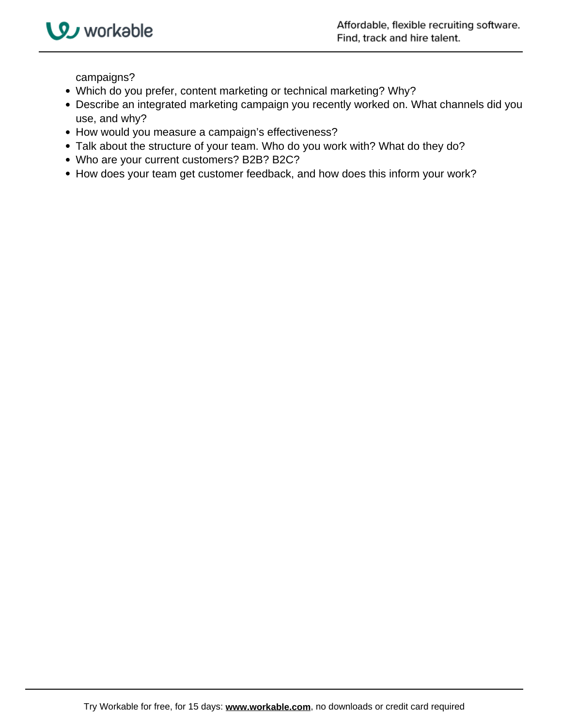campaigns?

- Which do you prefer, content marketing or technical marketing? Why?
- Describe an integrated marketing campaign you recently worked on. What channels did you use, and why?
- How would you measure a campaign's effectiveness?
- Talk about the structure of your team. Who do you work with? What do they do?
- Who are your current customers? B2B? B2C?
- How does your team get customer feedback, and how does this inform your work?